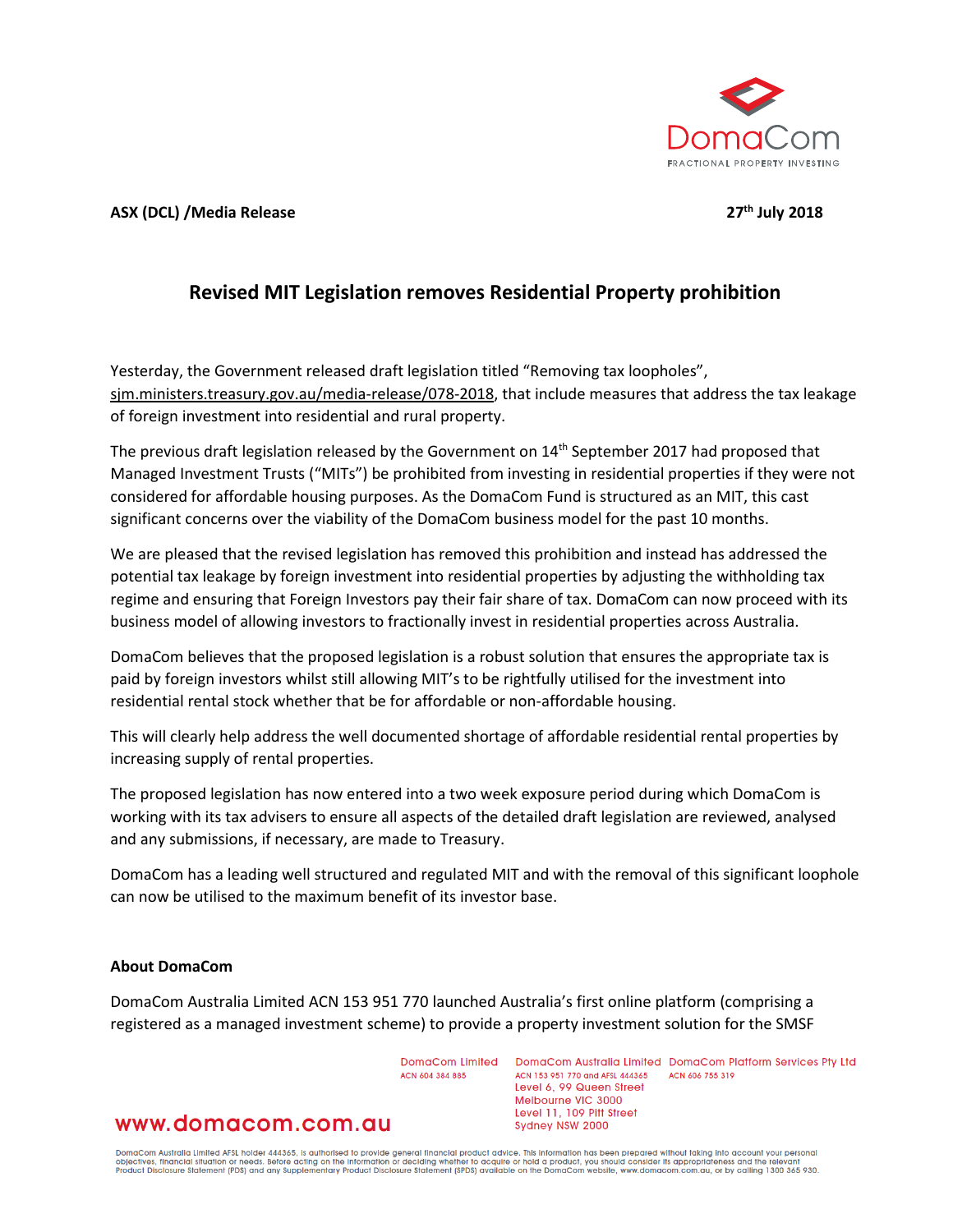**ASX (DCL) /Media Release** **27th July 2018**

# Revised MIT Legislation removes Residential Property prohibition

Yesterday, the Government released draft legislation titled "Removing tax loopholes", sjm.ministers.treasury.gov.au/media-release/078-2018, that include measures that address the tax leakage of foreign investment into residential and rural property.

The previous draft legislation released by the Government on 14th September 2017 had proposed that Managed Investment Trusts ("MITs") be prohibited from investing in residential properties if they were not considered for affordable housing purposes. As the DomaCom Fund is structured as an MIT, this cast significant concerns over the viability of the DomaCom business model for the past 10 months.

We are pleased that the revised legislation has removed this prohibition and instead has addressed the potential tax leakage by foreign investment into residential properties by adjusting the withholding tax regime and ensuring that Foreign Investors pay their fair share of tax. DomaCom can now proceed with its business model of allowing investors to fractionally invest in residential properties across Australia.

DomaCom believes that the proposed legislation is a robust solution that ensures the appropriate tax is paid by foreign investors whilst still allowing MIT's to be rightfully utilised for the investment into residential rental stock whether that be for affordable or non-affordable housing.

This will clearly help address the well documented shortage of affordable residential rental properties by increasing supply of rental properties.

The proposed legislation has now entered into a two week exposure period during which DomaCom is working with its tax advisers to ensure all aspects of the detailed draft legislation are reviewed, analysed and any submissions, if necessary, are made to Treasury.

DomaCom has a leading well structured and regulated MIT and with the removal of this significant loophole can now be utilised to the maximum benefit of its investor base.

**About DomaCom**

DomaCom Australia Limited ACN 153 951 770 launched Australia's first online platform (comprising a registered as a managed investment scheme) to provide a property investment solution for the SMSF

DomaCom Limited
ACN 604 384 885

DomaCom Australia Limited
ACN 153 951 770 and AFSL 444365
Level 6, 99 Queen Street
Melbourne VIC 3000
Level 11, 109 Pitt Street
Sydney NSW 2000

DomaCom Platform Services Pty Ltd
ACN 606 755 319

www.domacom.com.au

DomaCom Australia Limited AFSL holder 444365, is authorised to provide general financial product advice. This information has been prepared without taking into account your personal objectives, financial situation or needs. Before acting on the information or deciding whether to acquire or hold a product, you should consider its appropriateness and the relevant Product Disclosure Statement (PDS) and any Supplementary Product Disclosure Statement (SPDS) available on the DomaCom website, www.domacom.com.au, or by calling 1300 365 930.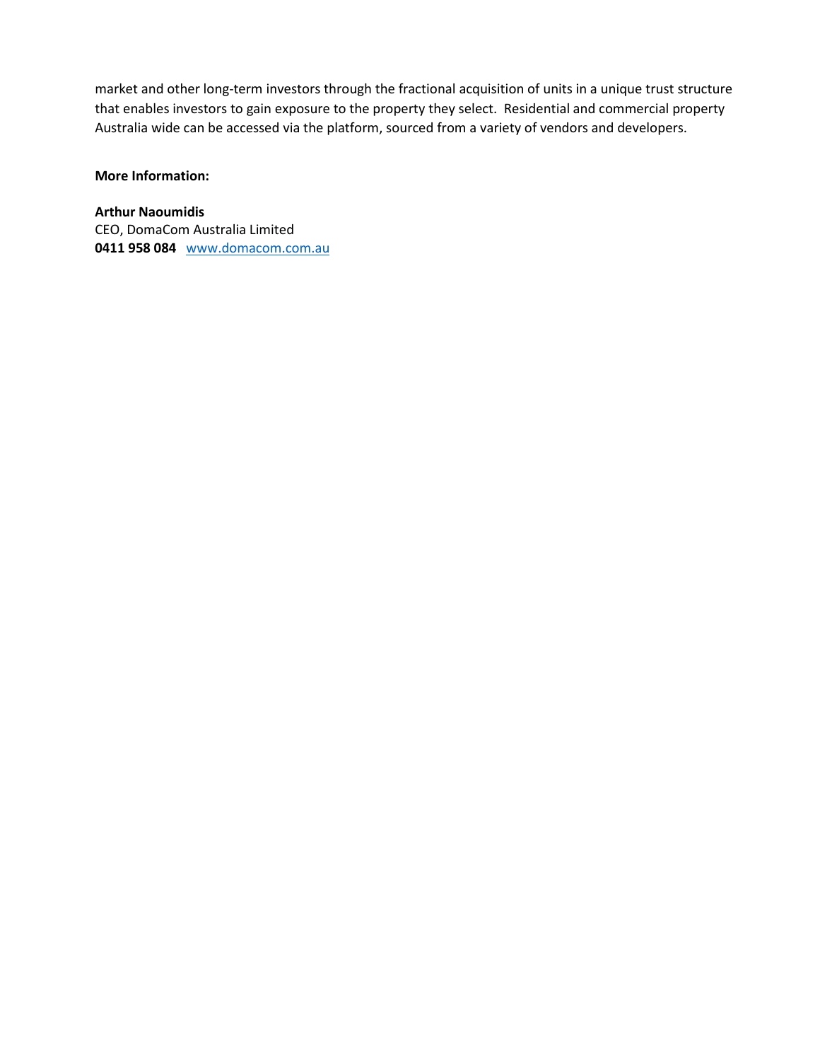market and other long-term investors through the fractional acquisition of units in a unique trust structure that enables investors to gain exposure to the property they select. Residential and commercial property Australia wide can be accessed via the platform, sourced from a variety of vendors and developers.

**More Information:**

**Arthur Naoumidis**
CEO, DomaCom Australia Limited
**0411 958 084** www.domacom.com.au